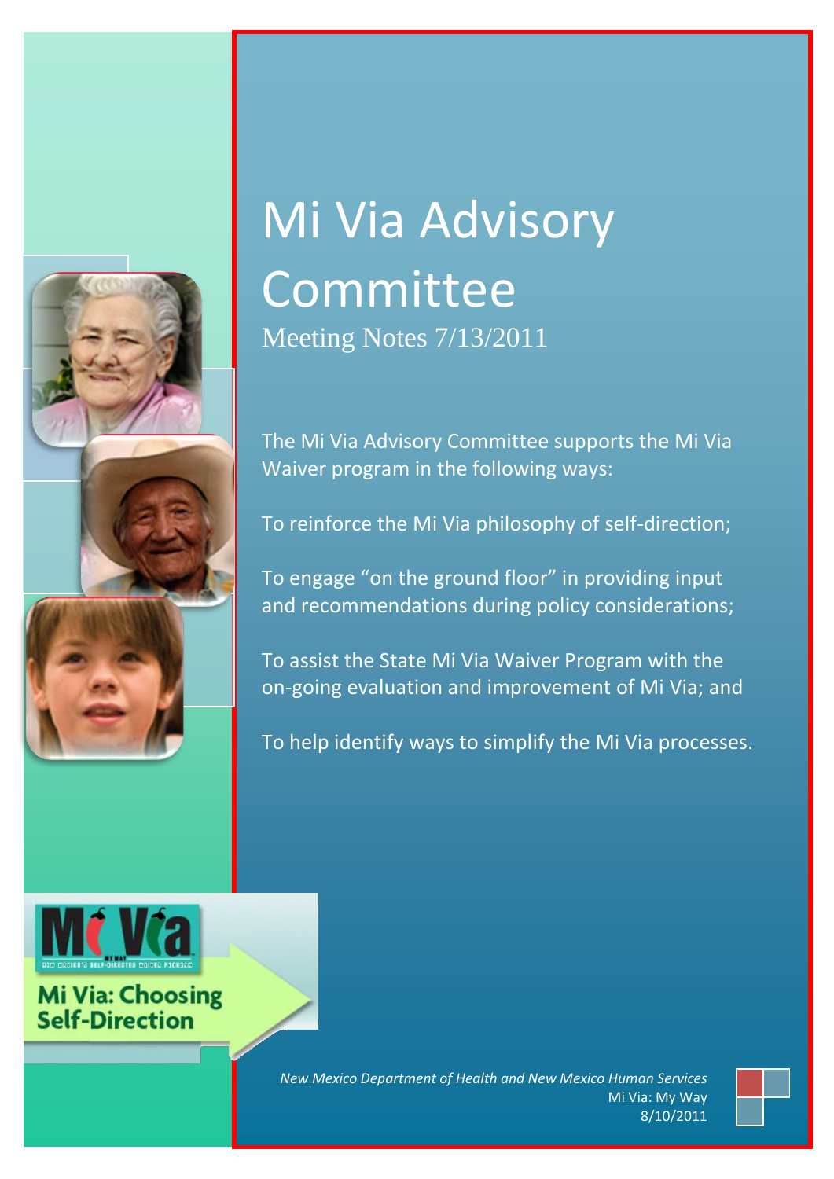# Mi Via Advisory Committee

Meeting Notes 7/13/2011

The Mi Via Advisory Committee supports the Mi Via Waiver program in the following ways:

To reinforce the Mi Via philosophy of self-direction;

To engage "on the ground floor" in providing input and recommendations during policy considerations;

To assist the State Mi Via Waiver Program with the on-going evaluation and improvement of Mi Via; and

To help identify ways to simplify the Mi Via processes.

Mi Via: Choosing Self-Direction

*New Mexico Department of Health and New Mexico Human Services*

Mi Via: My Way

8/10/2011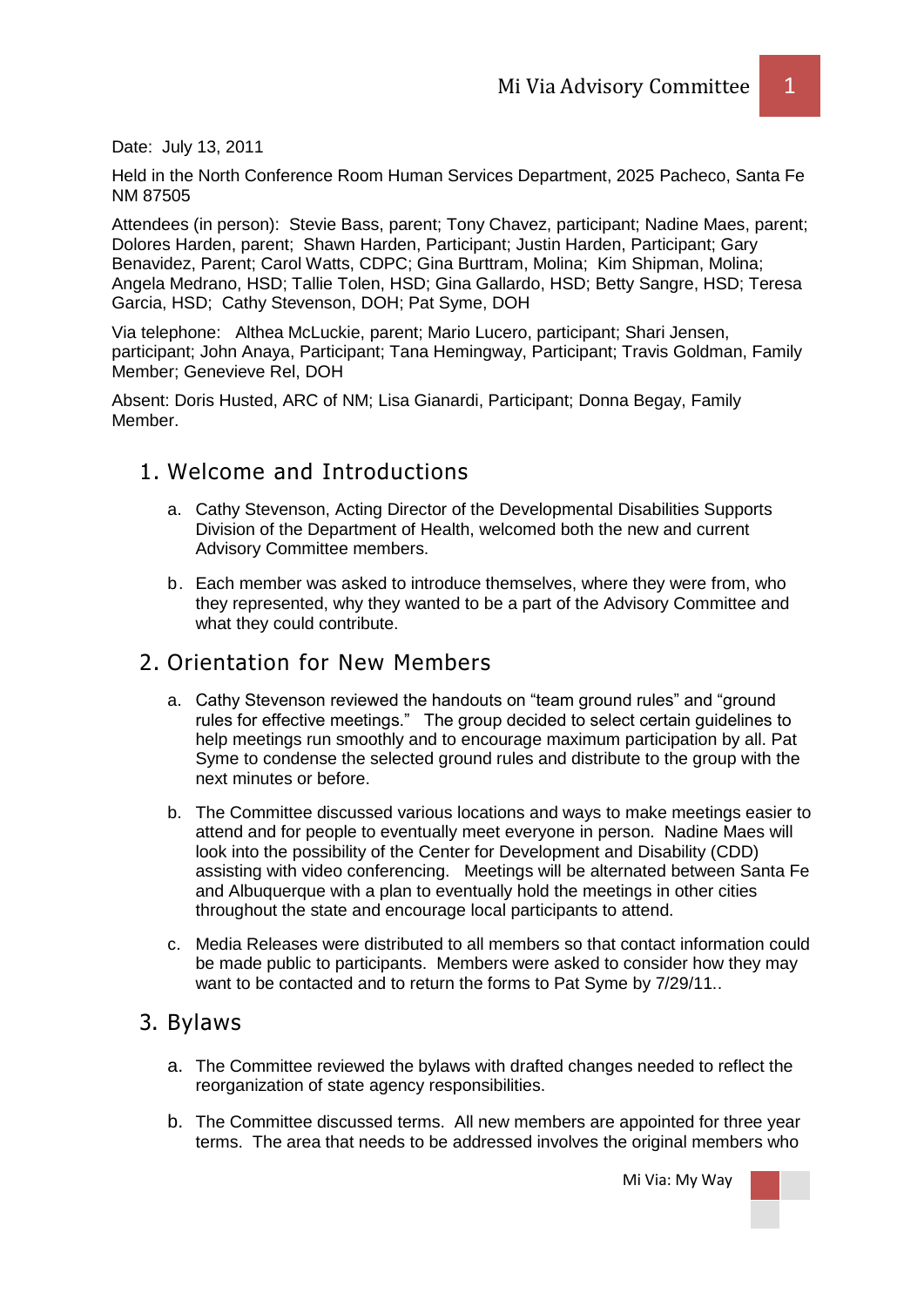Date: July 13, 2011

Held in the North Conference Room Human Services Department, 2025 Pacheco, Santa Fe NM 87505

Attendees (in person): Stevie Bass, parent; Tony Chavez, participant; Nadine Maes, parent; Dolores Harden, parent; Shawn Harden, Participant; Justin Harden, Participant; Gary Benavidez, Parent; Carol Watts, CDPC; Gina Burttram, Molina; Kim Shipman, Molina; Angela Medrano, HSD; Tallie Tolen, HSD; Gina Gallardo, HSD; Betty Sangre, HSD; Teresa Garcia, HSD; Cathy Stevenson, DOH; Pat Syme, DOH

Via telephone: Althea McLuckie, parent; Mario Lucero, participant; Shari Jensen, participant; John Anaya, Participant; Tana Hemingway, Participant; Travis Goldman, Family Member; Genevieve Rel, DOH

Absent: Doris Husted, ARC of NM; Lisa Gianardi, Participant; Donna Begay, Family Member.

## 1. Welcome and Introductions

a. Cathy Stevenson, Acting Director of the Developmental Disabilities Supports Division of the Department of Health, welcomed both the new and current Advisory Committee members.

b. Each member was asked to introduce themselves, where they were from, who they represented, why they wanted to be a part of the Advisory Committee and what they could contribute.

## 2. Orientation for New Members

a. Cathy Stevenson reviewed the handouts on "team ground rules" and "ground rules for effective meetings." The group decided to select certain guidelines to help meetings run smoothly and to encourage maximum participation by all. Pat Syme to condense the selected ground rules and distribute to the group with the next minutes or before.

b. The Committee discussed various locations and ways to make meetings easier to attend and for people to eventually meet everyone in person. Nadine Maes will look into the possibility of the Center for Development and Disability (CDD) assisting with video conferencing. Meetings will be alternated between Santa Fe and Albuquerque with a plan to eventually hold the meetings in other cities throughout the state and encourage local participants to attend.

c. Media Releases were distributed to all members so that contact information could be made public to participants. Members were asked to consider how they may want to be contacted and to return the forms to Pat Syme by 7/29/11..

## 3. Bylaws

a. The Committee reviewed the bylaws with drafted changes needed to reflect the reorganization of state agency responsibilities.

b. The Committee discussed terms. All new members are appointed for three year terms. The area that needs to be addressed involves the original members who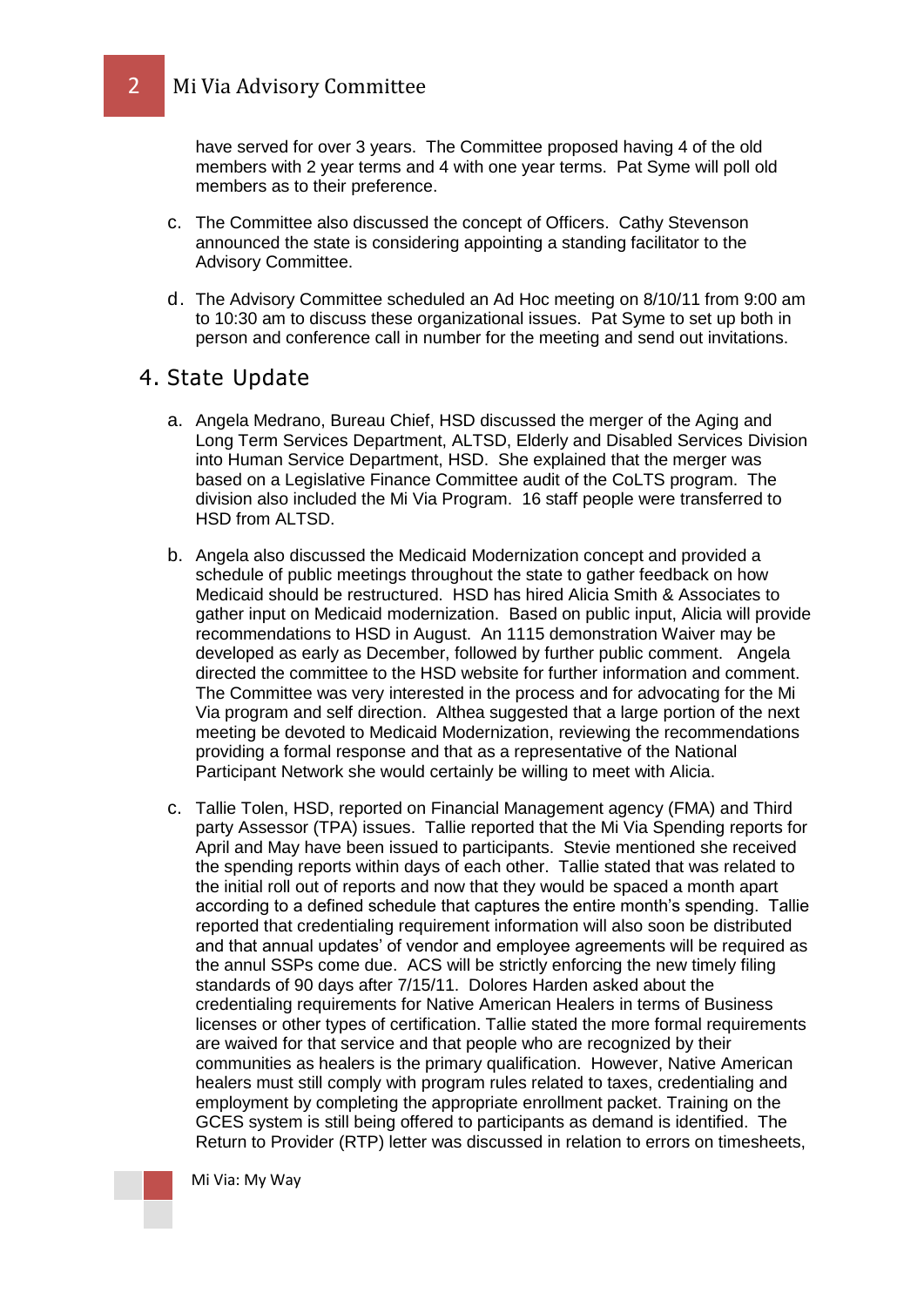have served for over 3 years. The Committee proposed having 4 of the old members with 2 year terms and 4 with one year terms. Pat Syme will poll old members as to their preference.

c. The Committee also discussed the concept of Officers. Cathy Stevenson announced the state is considering appointing a standing facilitator to the Advisory Committee.

d. The Advisory Committee scheduled an Ad Hoc meeting on 8/10/11 from 9:00 am to 10:30 am to discuss these organizational issues. Pat Syme to set up both in person and conference call in number for the meeting and send out invitations.

## 4. State Update

a. Angela Medrano, Bureau Chief, HSD discussed the merger of the Aging and Long Term Services Department, ALTSD, Elderly and Disabled Services Division into Human Service Department, HSD. She explained that the merger was based on a Legislative Finance Committee audit of the CoLTS program. The division also included the Mi Via Program. 16 staff people were transferred to HSD from ALTSD.

b. Angela also discussed the Medicaid Modernization concept and provided a schedule of public meetings throughout the state to gather feedback on how Medicaid should be restructured. HSD has hired Alicia Smith & Associates to gather input on Medicaid modernization. Based on public input, Alicia will provide recommendations to HSD in August. An 1115 demonstration Waiver may be developed as early as December, followed by further public comment. Angela directed the committee to the HSD website for further information and comment. The Committee was very interested in the process and for advocating for the Mi Via program and self direction. Althea suggested that a large portion of the next meeting be devoted to Medicaid Modernization, reviewing the recommendations providing a formal response and that as a representative of the National Participant Network she would certainly be willing to meet with Alicia.

c. Tallie Tolen, HSD, reported on Financial Management agency (FMA) and Third party Assessor (TPA) issues. Tallie reported that the Mi Via Spending reports for April and May have been issued to participants. Stevie mentioned she received the spending reports within days of each other. Tallie stated that was related to the initial roll out of reports and now that they would be spaced a month apart according to a defined schedule that captures the entire month's spending. Tallie reported that credentialing requirement information will also soon be distributed and that annual updates' of vendor and employee agreements will be required as the annul SSPs come due. ACS will be strictly enforcing the new timely filing standards of 90 days after 7/15/11. Dolores Harden asked about the credentialing requirements for Native American Healers in terms of Business licenses or other types of certification. Tallie stated the more formal requirements are waived for that service and that people who are recognized by their communities as healers is the primary qualification. However, Native American healers must still comply with program rules related to taxes, credentialing and employment by completing the appropriate enrollment packet. Training on the GCES system is still being offered to participants as demand is identified. The Return to Provider (RTP) letter was discussed in relation to errors on timesheets,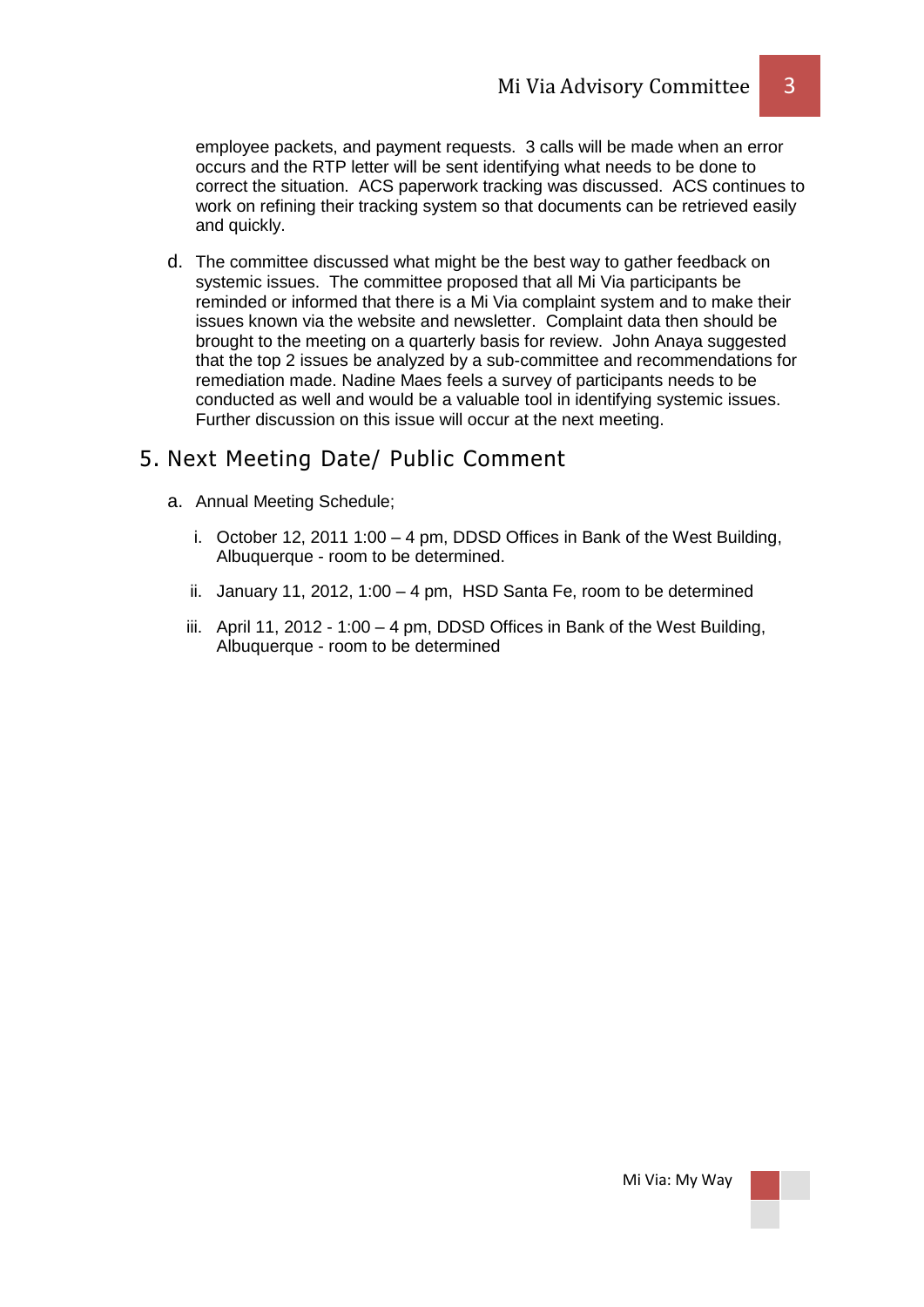employee packets, and payment requests. 3 calls will be made when an error occurs and the RTP letter will be sent identifying what needs to be done to correct the situation. ACS paperwork tracking was discussed. ACS continues to work on refining their tracking system so that documents can be retrieved easily and quickly.

d. The committee discussed what might be the best way to gather feedback on systemic issues. The committee proposed that all Mi Via participants be reminded or informed that there is a Mi Via complaint system and to make their issues known via the website and newsletter. Complaint data then should be brought to the meeting on a quarterly basis for review. John Anaya suggested that the top 2 issues be analyzed by a sub-committee and recommendations for remediation made. Nadine Maes feels a survey of participants needs to be conducted as well and would be a valuable tool in identifying systemic issues. Further discussion on this issue will occur at the next meeting.

## 5. Next Meeting Date/ Public Comment

a. Annual Meeting Schedule;

   i. October 12, 2011 1:00 – 4 pm, DDSD Offices in Bank of the West Building, Albuquerque - room to be determined.

   ii. January 11, 2012, 1:00 – 4 pm, HSD Santa Fe, room to be determined

   iii. April 11, 2012 - 1:00 – 4 pm, DDSD Offices in Bank of the West Building, Albuquerque - room to be determined